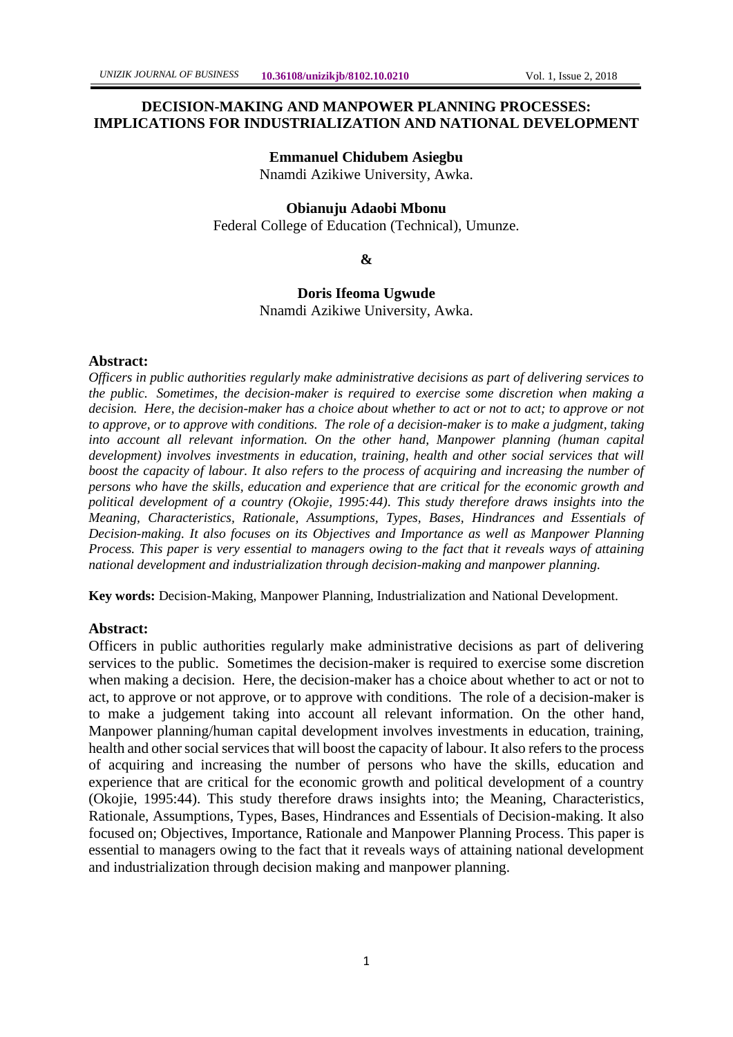# DECISION-MAKING AND MANPOWER PLANNING PROCESSES: IMPLICATIONS FOR INDUSTRIALIZATION AND NATIONAL DEVELOPMENT

**Emmanuel Chidubem Asiegbu**
Nnamdi Azikiwe University, Awka.

**Obianuju Adaobi Mbonu**
Federal College of Education (Technical), Umunze.

**&**

**Doris Ifeoma Ugwude**
Nnamdi Azikiwe University, Awka.

**Abstract:**

*Officers in public authorities regularly make administrative decisions as part of delivering services to the public. Sometimes, the decision-maker is required to exercise some discretion when making a decision. Here, the decision-maker has a choice about whether to act or not to act; to approve or not to approve, or to approve with conditions. The role of a decision-maker is to make a judgment, taking into account all relevant information. On the other hand, Manpower planning (human capital development) involves investments in education, training, health and other social services that will boost the capacity of labour. It also refers to the process of acquiring and increasing the number of persons who have the skills, education and experience that are critical for the economic growth and political development of a country (Okojie, 1995:44). This study therefore draws insights into the Meaning, Characteristics, Rationale, Assumptions, Types, Bases, Hindrances and Essentials of Decision-making. It also focuses on its Objectives and Importance as well as Manpower Planning Process. This paper is very essential to managers owing to the fact that it reveals ways of attaining national development and industrialization through decision-making and manpower planning.*

**Key words:** Decision-Making, Manpower Planning, Industrialization and National Development.

**Abstract:**

Officers in public authorities regularly make administrative decisions as part of delivering services to the public. Sometimes the decision-maker is required to exercise some discretion when making a decision. Here, the decision-maker has a choice about whether to act or not to act, to approve or not approve, or to approve with conditions. The role of a decision-maker is to make a judgement taking into account all relevant information. On the other hand, Manpower planning/human capital development involves investments in education, training, health and other social services that will boost the capacity of labour. It also refers to the process of acquiring and increasing the number of persons who have the skills, education and experience that are critical for the economic growth and political development of a country (Okojie, 1995:44). This study therefore draws insights into; the Meaning, Characteristics, Rationale, Assumptions, Types, Bases, Hindrances and Essentials of Decision-making. It also focused on; Objectives, Importance, Rationale and Manpower Planning Process. This paper is essential to managers owing to the fact that it reveals ways of attaining national development and industrialization through decision making and manpower planning.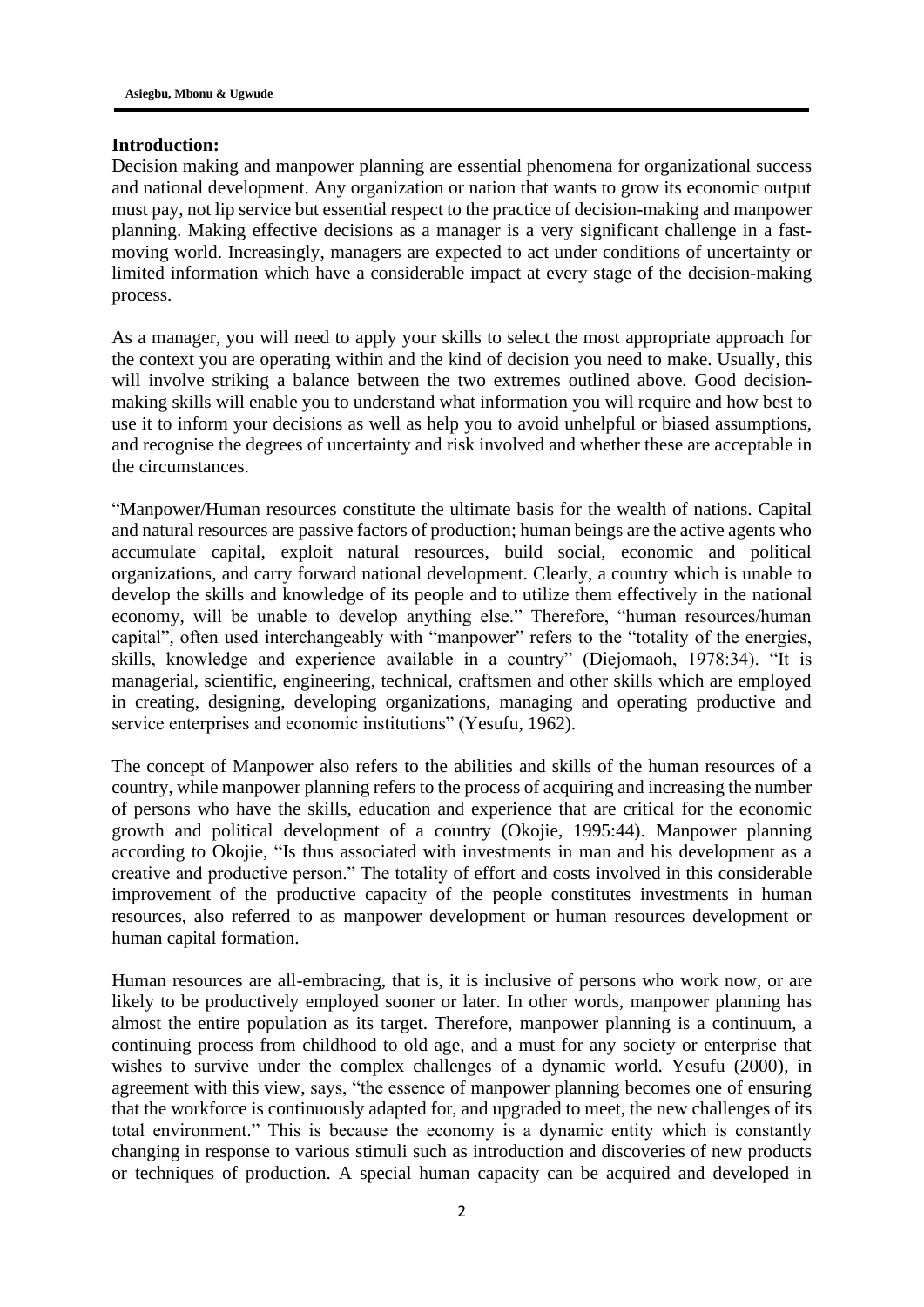**Introduction:**

Decision making and manpower planning are essential phenomena for organizational success and national development. Any organization or nation that wants to grow its economic output must pay, not lip service but essential respect to the practice of decision-making and manpower planning. Making effective decisions as a manager is a very significant challenge in a fast-moving world. Increasingly, managers are expected to act under conditions of uncertainty or limited information which have a considerable impact at every stage of the decision-making process.

As a manager, you will need to apply your skills to select the most appropriate approach for the context you are operating within and the kind of decision you need to make. Usually, this will involve striking a balance between the two extremes outlined above. Good decision-making skills will enable you to understand what information you will require and how best to use it to inform your decisions as well as help you to avoid unhelpful or biased assumptions, and recognise the degrees of uncertainty and risk involved and whether these are acceptable in the circumstances.

"Manpower/Human resources constitute the ultimate basis for the wealth of nations. Capital and natural resources are passive factors of production; human beings are the active agents who accumulate capital, exploit natural resources, build social, economic and political organizations, and carry forward national development. Clearly, a country which is unable to develop the skills and knowledge of its people and to utilize them effectively in the national economy, will be unable to develop anything else." Therefore, "human resources/human capital", often used interchangeably with "manpower" refers to the "totality of the energies, skills, knowledge and experience available in a country" (Diejomaoh, 1978:34). "It is managerial, scientific, engineering, technical, craftsmen and other skills which are employed in creating, designing, developing organizations, managing and operating productive and service enterprises and economic institutions" (Yesufu, 1962).

The concept of Manpower also refers to the abilities and skills of the human resources of a country, while manpower planning refers to the process of acquiring and increasing the number of persons who have the skills, education and experience that are critical for the economic growth and political development of a country (Okojie, 1995:44). Manpower planning according to Okojie, "Is thus associated with investments in man and his development as a creative and productive person." The totality of effort and costs involved in this considerable improvement of the productive capacity of the people constitutes investments in human resources, also referred to as manpower development or human resources development or human capital formation.

Human resources are all-embracing, that is, it is inclusive of persons who work now, or are likely to be productively employed sooner or later. In other words, manpower planning has almost the entire population as its target. Therefore, manpower planning is a continuum, a continuing process from childhood to old age, and a must for any society or enterprise that wishes to survive under the complex challenges of a dynamic world. Yesufu (2000), in agreement with this view, says, "the essence of manpower planning becomes one of ensuring that the workforce is continuously adapted for, and upgraded to meet, the new challenges of its total environment." This is because the economy is a dynamic entity which is constantly changing in response to various stimuli such as introduction and discoveries of new products or techniques of production. A special human capacity can be acquired and developed in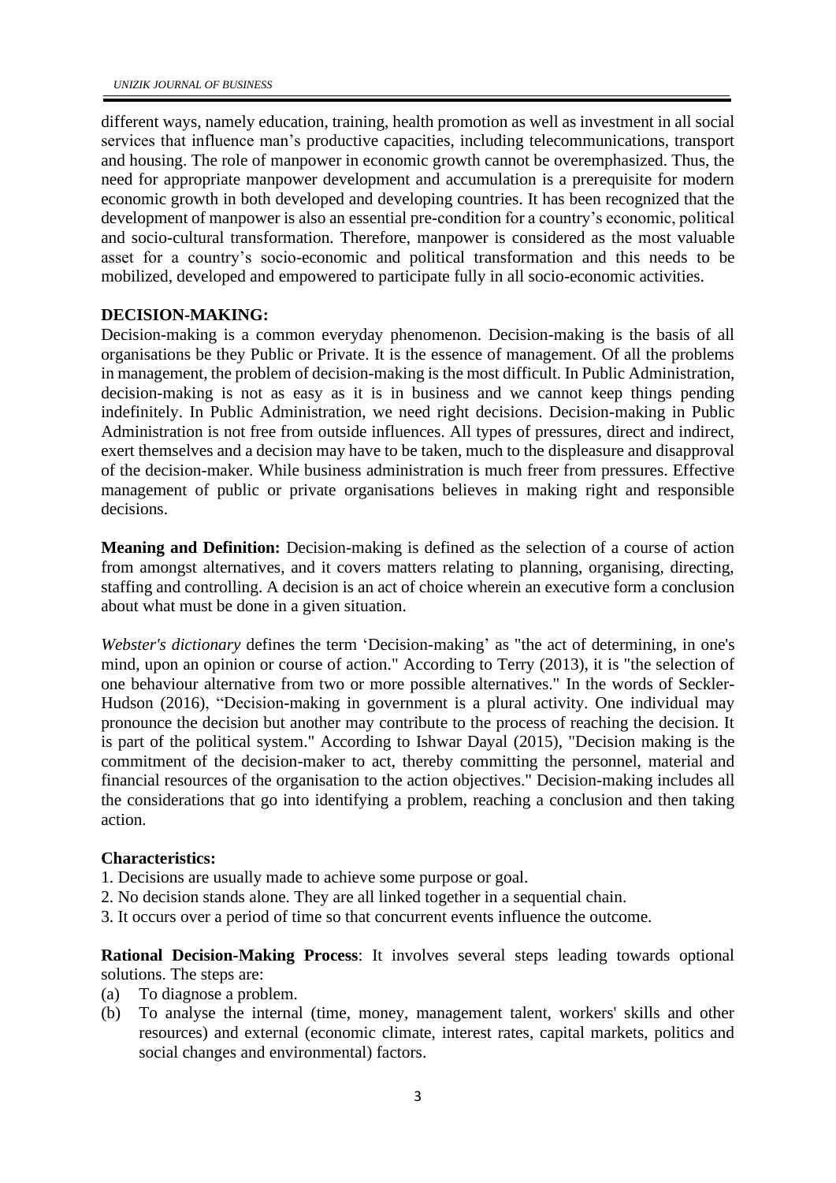different ways, namely education, training, health promotion as well as investment in all social services that influence man's productive capacities, including telecommunications, transport and housing. The role of manpower in economic growth cannot be overemphasized. Thus, the need for appropriate manpower development and accumulation is a prerequisite for modern economic growth in both developed and developing countries. It has been recognized that the development of manpower is also an essential pre-condition for a country's economic, political and socio-cultural transformation. Therefore, manpower is considered as the most valuable asset for a country's socio-economic and political transformation and this needs to be mobilized, developed and empowered to participate fully in all socio-economic activities.

**DECISION-MAKING:**

Decision-making is a common everyday phenomenon. Decision-making is the basis of all organisations be they Public or Private. It is the essence of management. Of all the problems in management, the problem of decision-making is the most difficult. In Public Administration, decision-making is not as easy as it is in business and we cannot keep things pending indefinitely. In Public Administration, we need right decisions. Decision-making in Public Administration is not free from outside influences. All types of pressures, direct and indirect, exert themselves and a decision may have to be taken, much to the displeasure and disapproval of the decision-maker. While business administration is much freer from pressures. Effective management of public or private organisations believes in making right and responsible decisions.

**Meaning and Definition:** Decision-making is defined as the selection of a course of action from amongst alternatives, and it covers matters relating to planning, organising, directing, staffing and controlling. A decision is an act of choice wherein an executive form a conclusion about what must be done in a given situation.

*Webster's dictionary* defines the term 'Decision-making' as "the act of determining, in one's mind, upon an opinion or course of action." According to Terry (2013), it is "the selection of one behaviour alternative from two or more possible alternatives." In the words of Seckler-Hudson (2016), "Decision-making in government is a plural activity. One individual may pronounce the decision but another may contribute to the process of reaching the decision. It is part of the political system." According to Ishwar Dayal (2015), "Decision making is the commitment of the decision-maker to act, thereby committing the personnel, material and financial resources of the organisation to the action objectives." Decision-making includes all the considerations that go into identifying a problem, reaching a conclusion and then taking action.

**Characteristics:**

1. Decisions are usually made to achieve some purpose or goal.
2. No decision stands alone. They are all linked together in a sequential chain.
3. It occurs over a period of time so that concurrent events influence the outcome.

**Rational Decision-Making Process**: It involves several steps leading towards optional solutions. The steps are:

(a) To diagnose a problem.
(b) To analyse the internal (time, money, management talent, workers' skills and other resources) and external (economic climate, interest rates, capital markets, politics and social changes and environmental) factors.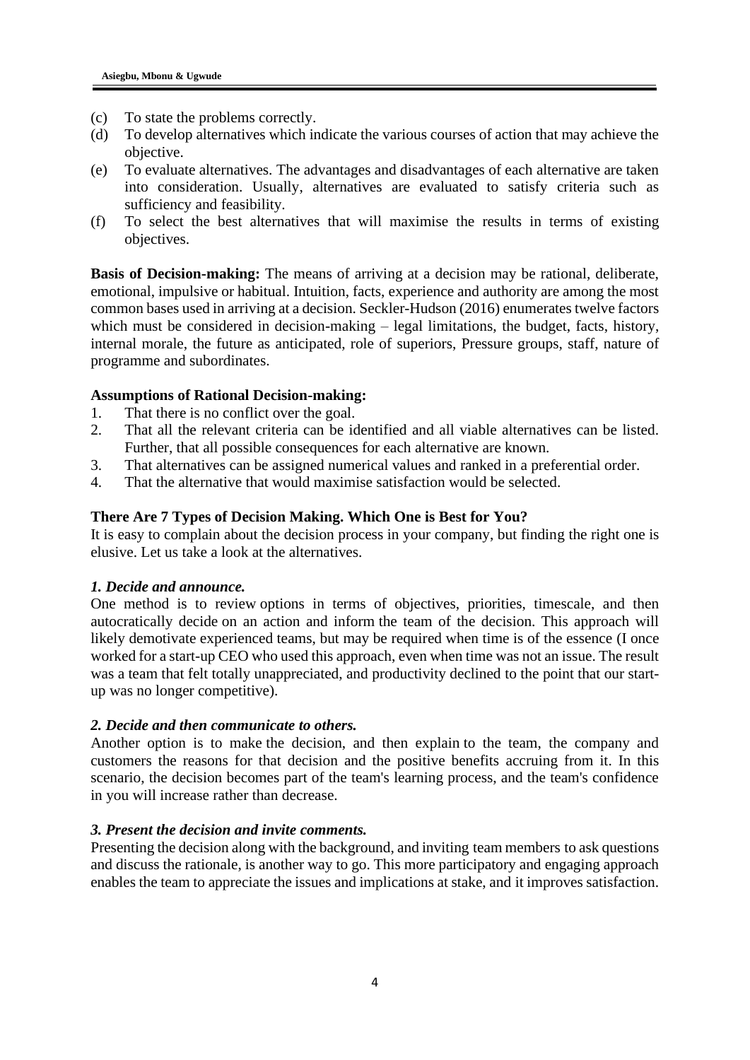(c) To state the problems correctly.
(d) To develop alternatives which indicate the various courses of action that may achieve the objective.
(e) To evaluate alternatives. The advantages and disadvantages of each alternative are taken into consideration. Usually, alternatives are evaluated to satisfy criteria such as sufficiency and feasibility.
(f) To select the best alternatives that will maximise the results in terms of existing objectives.

**Basis of Decision-making:** The means of arriving at a decision may be rational, deliberate, emotional, impulsive or habitual. Intuition, facts, experience and authority are among the most common bases used in arriving at a decision. Seckler-Hudson (2016) enumerates twelve factors which must be considered in decision-making – legal limitations, the budget, facts, history, internal morale, the future as anticipated, role of superiors, Pressure groups, staff, nature of programme and subordinates.

**Assumptions of Rational Decision-making:**

1. That there is no conflict over the goal.
2. That all the relevant criteria can be identified and all viable alternatives can be listed. Further, that all possible consequences for each alternative are known.
3. That alternatives can be assigned numerical values and ranked in a preferential order.
4. That the alternative that would maximise satisfaction would be selected.

**There Are 7 Types of Decision Making. Which One is Best for You?**

It is easy to complain about the decision process in your company, but finding the right one is elusive. Let us take a look at the alternatives.

***1. Decide and announce.***

One method is to review options in terms of objectives, priorities, timescale, and then autocratically decide on an action and inform the team of the decision. This approach will likely demotivate experienced teams, but may be required when time is of the essence (I once worked for a start-up CEO who used this approach, even when time was not an issue. The result was a team that felt totally unappreciated, and productivity declined to the point that our start-up was no longer competitive).

***2. Decide and then communicate to others.***

Another option is to make the decision, and then explain to the team, the company and customers the reasons for that decision and the positive benefits accruing from it. In this scenario, the decision becomes part of the team's learning process, and the team's confidence in you will increase rather than decrease.

***3. Present the decision and invite comments.***

Presenting the decision along with the background, and inviting team members to ask questions and discuss the rationale, is another way to go. This more participatory and engaging approach enables the team to appreciate the issues and implications at stake, and it improves satisfaction.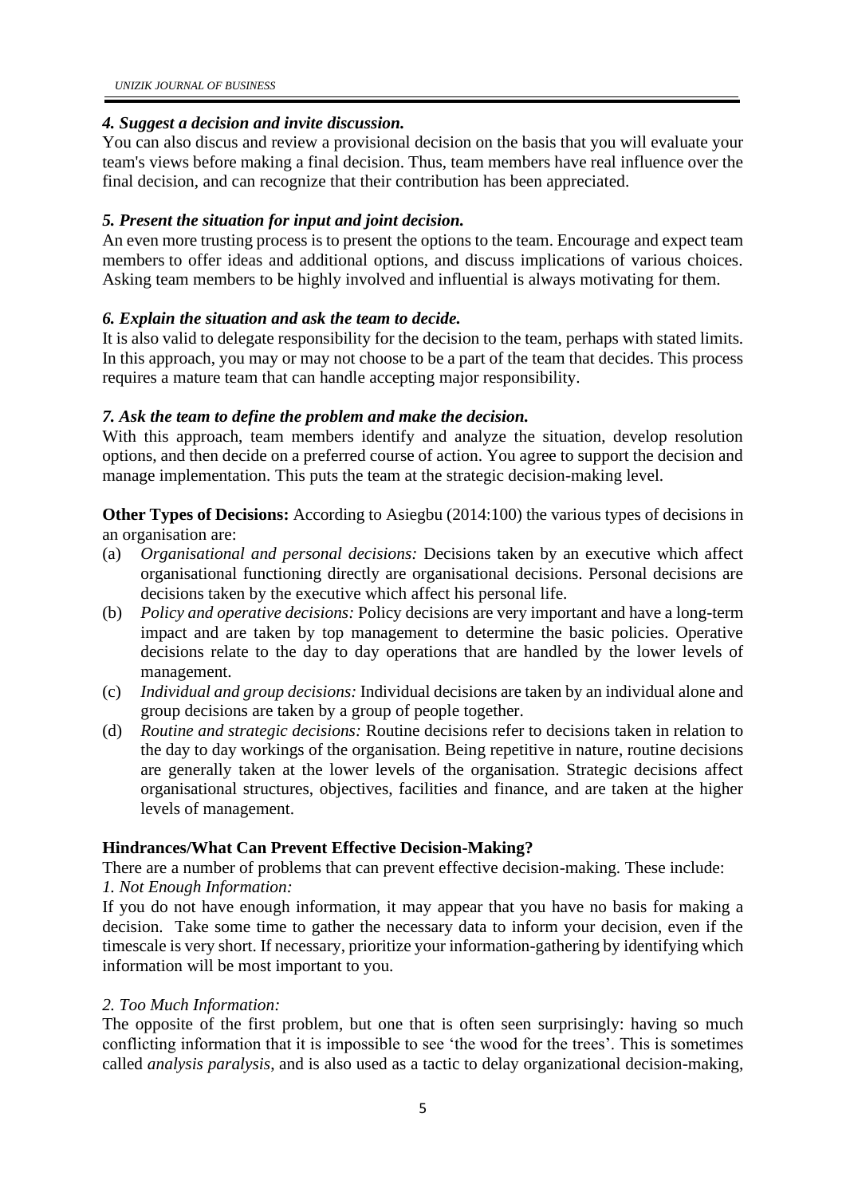***4. Suggest a decision and invite discussion.***

You can also discus and review a provisional decision on the basis that you will evaluate your team's views before making a final decision. Thus, team members have real influence over the final decision, and can recognize that their contribution has been appreciated.

***5. Present the situation for input and joint decision.***

An even more trusting process is to present the options to the team. Encourage and expect team members to offer ideas and additional options, and discuss implications of various choices. Asking team members to be highly involved and influential is always motivating for them.

***6. Explain the situation and ask the team to decide.***

It is also valid to delegate responsibility for the decision to the team, perhaps with stated limits. In this approach, you may or may not choose to be a part of the team that decides. This process requires a mature team that can handle accepting major responsibility.

***7. Ask the team to define the problem and make the decision.***

With this approach, team members identify and analyze the situation, develop resolution options, and then decide on a preferred course of action. You agree to support the decision and manage implementation. This puts the team at the strategic decision-making level.

**Other Types of Decisions:** According to Asiegbu (2014:100) the various types of decisions in an organisation are:

(a) *Organisational and personal decisions:* Decisions taken by an executive which affect organisational functioning directly are organisational decisions. Personal decisions are decisions taken by the executive which affect his personal life.

(b) *Policy and operative decisions:* Policy decisions are very important and have a long-term impact and are taken by top management to determine the basic policies. Operative decisions relate to the day to day operations that are handled by the lower levels of management.

(c) *Individual and group decisions:* Individual decisions are taken by an individual alone and group decisions are taken by a group of people together.

(d) *Routine and strategic decisions:* Routine decisions refer to decisions taken in relation to the day to day workings of the organisation. Being repetitive in nature, routine decisions are generally taken at the lower levels of the organisation. Strategic decisions affect organisational structures, objectives, facilities and finance, and are taken at the higher levels of management.

**Hindrances/What Can Prevent Effective Decision-Making?**

There are a number of problems that can prevent effective decision-making. These include:

*1. Not Enough Information:*

If you do not have enough information, it may appear that you have no basis for making a decision. Take some time to gather the necessary data to inform your decision, even if the timescale is very short. If necessary, prioritize your information-gathering by identifying which information will be most important to you.

*2. Too Much Information:*

The opposite of the first problem, but one that is often seen surprisingly: having so much conflicting information that it is impossible to see 'the wood for the trees'. This is sometimes called *analysis paralysis*, and is also used as a tactic to delay organizational decision-making,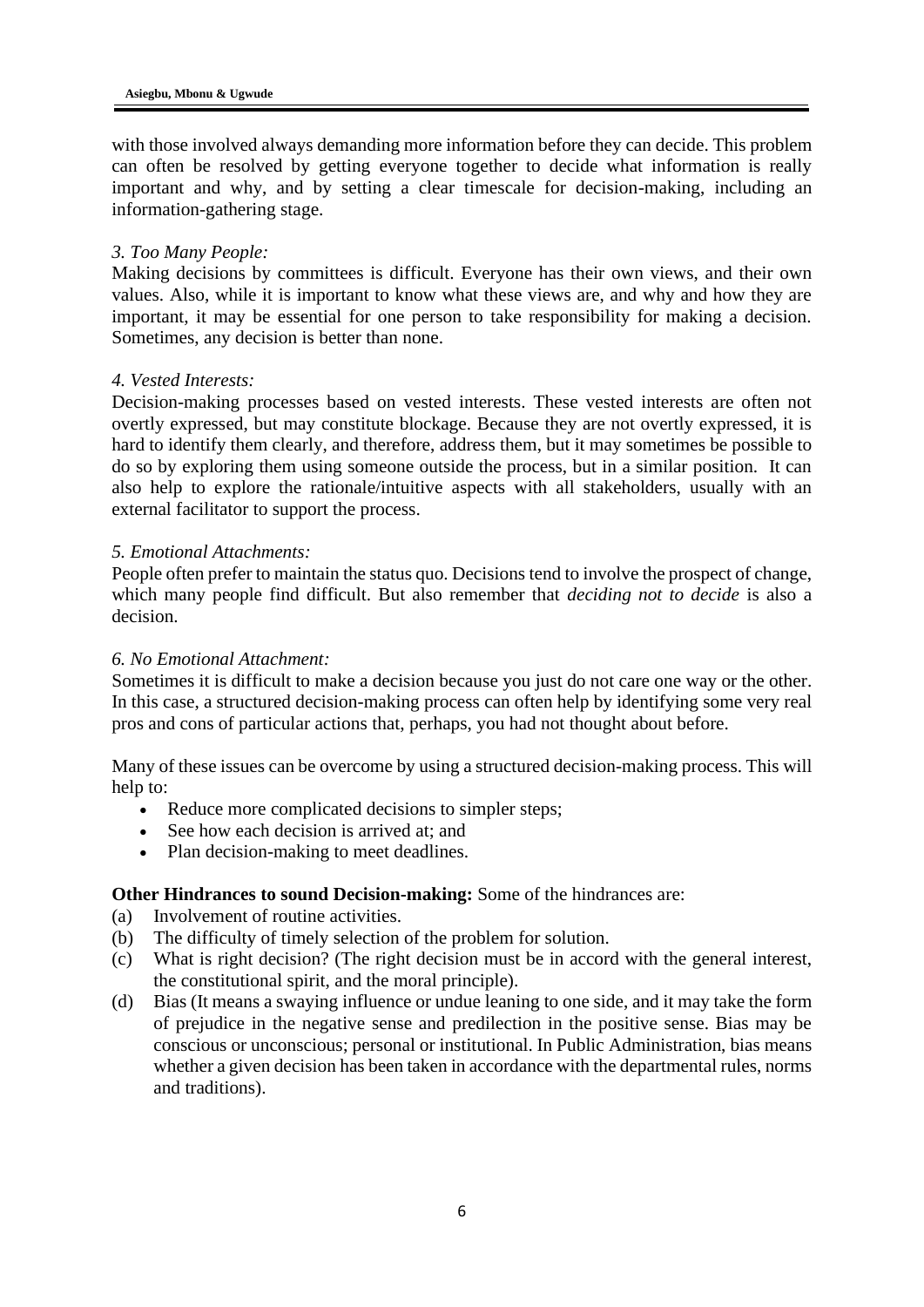with those involved always demanding more information before they can decide. This problem can often be resolved by getting everyone together to decide what information is really important and why, and by setting a clear timescale for decision-making, including an information-gathering stage.

*3. Too Many People:*

Making decisions by committees is difficult. Everyone has their own views, and their own values. Also, while it is important to know what these views are, and why and how they are important, it may be essential for one person to take responsibility for making a decision. Sometimes, any decision is better than none.

*4. Vested Interests:*

Decision-making processes based on vested interests. These vested interests are often not overtly expressed, but may constitute blockage. Because they are not overtly expressed, it is hard to identify them clearly, and therefore, address them, but it may sometimes be possible to do so by exploring them using someone outside the process, but in a similar position. It can also help to explore the rationale/intuitive aspects with all stakeholders, usually with an external facilitator to support the process.

*5. Emotional Attachments:*

People often prefer to maintain the status quo. Decisions tend to involve the prospect of change, which many people find difficult. But also remember that *deciding not to decide* is also a decision.

*6. No Emotional Attachment:*

Sometimes it is difficult to make a decision because you just do not care one way or the other. In this case, a structured decision-making process can often help by identifying some very real pros and cons of particular actions that, perhaps, you had not thought about before.

Many of these issues can be overcome by using a structured decision-making process. This will help to:

- Reduce more complicated decisions to simpler steps;
- See how each decision is arrived at; and
- Plan decision-making to meet deadlines.

**Other Hindrances to sound Decision-making:** Some of the hindrances are:

(a) Involvement of routine activities.
(b) The difficulty of timely selection of the problem for solution.
(c) What is right decision? (The right decision must be in accord with the general interest, the constitutional spirit, and the moral principle).
(d) Bias (It means a swaying influence or undue leaning to one side, and it may take the form of prejudice in the negative sense and predilection in the positive sense. Bias may be conscious or unconscious; personal or institutional. In Public Administration, bias means whether a given decision has been taken in accordance with the departmental rules, norms and traditions).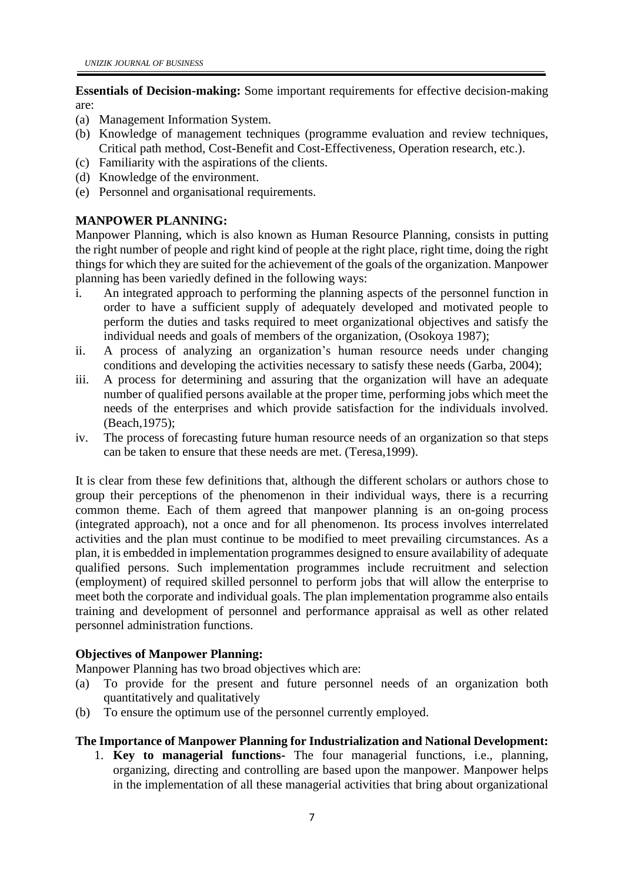**Essentials of Decision-making:** Some important requirements for effective decision-making are:

(a) Management Information System.
(b) Knowledge of management techniques (programme evaluation and review techniques, Critical path method, Cost-Benefit and Cost-Effectiveness, Operation research, etc.).
(c) Familiarity with the aspirations of the clients.
(d) Knowledge of the environment.
(e) Personnel and organisational requirements.

## MANPOWER PLANNING:

Manpower Planning, which is also known as Human Resource Planning, consists in putting the right number of people and right kind of people at the right place, right time, doing the right things for which they are suited for the achievement of the goals of the organization. Manpower planning has been variedly defined in the following ways:

i. An integrated approach to performing the planning aspects of the personnel function in order to have a sufficient supply of adequately developed and motivated people to perform the duties and tasks required to meet organizational objectives and satisfy the individual needs and goals of members of the organization, (Osokoya 1987);
ii. A process of analyzing an organization's human resource needs under changing conditions and developing the activities necessary to satisfy these needs (Garba, 2004);
iii. A process for determining and assuring that the organization will have an adequate number of qualified persons available at the proper time, performing jobs which meet the needs of the enterprises and which provide satisfaction for the individuals involved. (Beach,1975);
iv. The process of forecasting future human resource needs of an organization so that steps can be taken to ensure that these needs are met. (Teresa,1999).

It is clear from these few definitions that, although the different scholars or authors chose to group their perceptions of the phenomenon in their individual ways, there is a recurring common theme. Each of them agreed that manpower planning is an on-going process (integrated approach), not a once and for all phenomenon. Its process involves interrelated activities and the plan must continue to be modified to meet prevailing circumstances. As a plan, it is embedded in implementation programmes designed to ensure availability of adequate qualified persons. Such implementation programmes include recruitment and selection (employment) of required skilled personnel to perform jobs that will allow the enterprise to meet both the corporate and individual goals. The plan implementation programme also entails training and development of personnel and performance appraisal as well as other related personnel administration functions.

### Objectives of Manpower Planning:

Manpower Planning has two broad objectives which are:

(a) To provide for the present and future personnel needs of an organization both quantitatively and qualitatively
(b) To ensure the optimum use of the personnel currently employed.

### The Importance of Manpower Planning for Industrialization and National Development:

1. **Key to managerial functions-** The four managerial functions, i.e., planning, organizing, directing and controlling are based upon the manpower. Manpower helps in the implementation of all these managerial activities that bring about organizational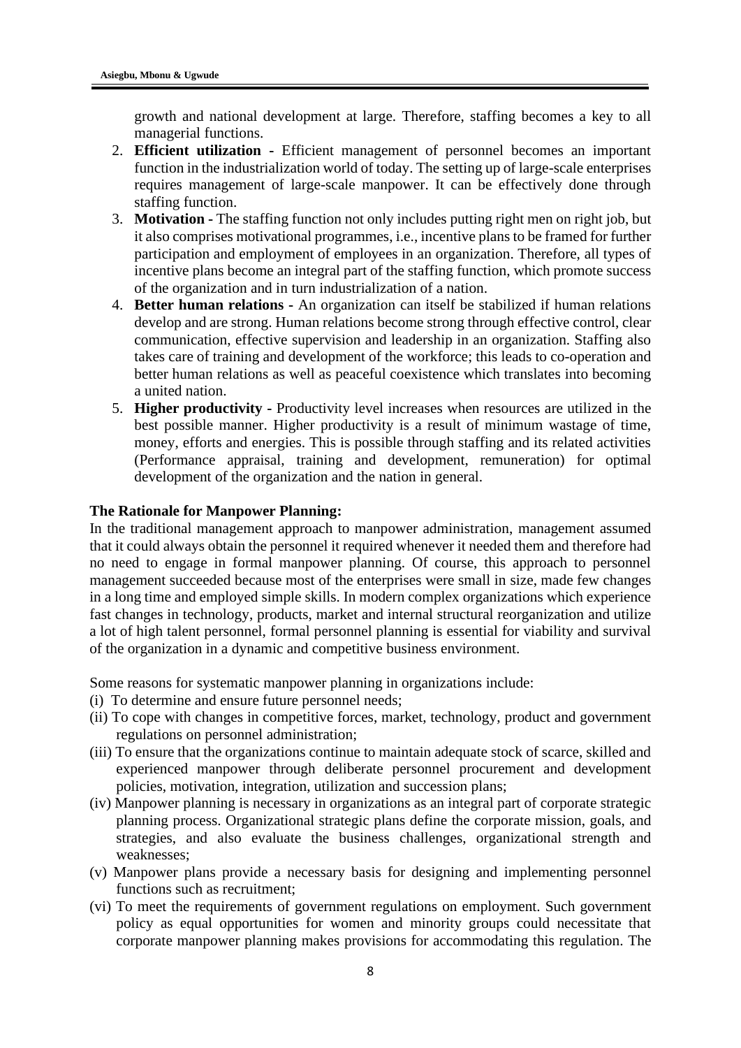growth and national development at large. Therefore, staffing becomes a key to all managerial functions.

2. **Efficient utilization -** Efficient management of personnel becomes an important function in the industrialization world of today. The setting up of large-scale enterprises requires management of large-scale manpower. It can be effectively done through staffing function.
3. **Motivation -** The staffing function not only includes putting right men on right job, but it also comprises motivational programmes, i.e., incentive plans to be framed for further participation and employment of employees in an organization. Therefore, all types of incentive plans become an integral part of the staffing function, which promote success of the organization and in turn industrialization of a nation.
4. **Better human relations -** An organization can itself be stabilized if human relations develop and are strong. Human relations become strong through effective control, clear communication, effective supervision and leadership in an organization. Staffing also takes care of training and development of the workforce; this leads to co-operation and better human relations as well as peaceful coexistence which translates into becoming a united nation.
5. **Higher productivity -** Productivity level increases when resources are utilized in the best possible manner. Higher productivity is a result of minimum wastage of time, money, efforts and energies. This is possible through staffing and its related activities (Performance appraisal, training and development, remuneration) for optimal development of the organization and the nation in general.

**The Rationale for Manpower Planning:**

In the traditional management approach to manpower administration, management assumed that it could always obtain the personnel it required whenever it needed them and therefore had no need to engage in formal manpower planning. Of course, this approach to personnel management succeeded because most of the enterprises were small in size, made few changes in a long time and employed simple skills. In modern complex organizations which experience fast changes in technology, products, market and internal structural reorganization and utilize a lot of high talent personnel, formal personnel planning is essential for viability and survival of the organization in a dynamic and competitive business environment.

Some reasons for systematic manpower planning in organizations include:

(i) To determine and ensure future personnel needs;

(ii) To cope with changes in competitive forces, market, technology, product and government regulations on personnel administration;

(iii) To ensure that the organizations continue to maintain adequate stock of scarce, skilled and experienced manpower through deliberate personnel procurement and development policies, motivation, integration, utilization and succession plans;

(iv) Manpower planning is necessary in organizations as an integral part of corporate strategic planning process. Organizational strategic plans define the corporate mission, goals, and strategies, and also evaluate the business challenges, organizational strength and weaknesses;

(v) Manpower plans provide a necessary basis for designing and implementing personnel functions such as recruitment;

(vi) To meet the requirements of government regulations on employment. Such government policy as equal opportunities for women and minority groups could necessitate that corporate manpower planning makes provisions for accommodating this regulation. The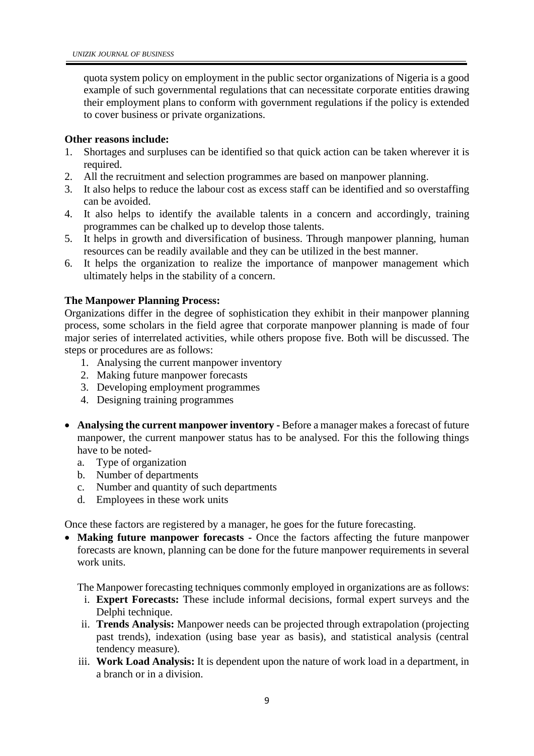quota system policy on employment in the public sector organizations of Nigeria is a good example of such governmental regulations that can necessitate corporate entities drawing their employment plans to conform with government regulations if the policy is extended to cover business or private organizations.

**Other reasons include:**

1. Shortages and surpluses can be identified so that quick action can be taken wherever it is required.
2. All the recruitment and selection programmes are based on manpower planning.
3. It also helps to reduce the labour cost as excess staff can be identified and so overstaffing can be avoided.
4. It also helps to identify the available talents in a concern and accordingly, training programmes can be chalked up to develop those talents.
5. It helps in growth and diversification of business. Through manpower planning, human resources can be readily available and they can be utilized in the best manner.
6. It helps the organization to realize the importance of manpower management which ultimately helps in the stability of a concern.

**The Manpower Planning Process:**

Organizations differ in the degree of sophistication they exhibit in their manpower planning process, some scholars in the field agree that corporate manpower planning is made of four major series of interrelated activities, while others propose five. Both will be discussed. The steps or procedures are as follows:

1. Analysing the current manpower inventory
2. Making future manpower forecasts
3. Developing employment programmes
4. Designing training programmes

- **Analysing the current manpower inventory -** Before a manager makes a forecast of future manpower, the current manpower status has to be analysed. For this the following things have to be noted-
    a. Type of organization
    b. Number of departments
    c. Number and quantity of such departments
    d. Employees in these work units

Once these factors are registered by a manager, he goes for the future forecasting.

- **Making future manpower forecasts -** Once the factors affecting the future manpower forecasts are known, planning can be done for the future manpower requirements in several work units.

    The Manpower forecasting techniques commonly employed in organizations are as follows:

    i. **Expert Forecasts:** These include informal decisions, formal expert surveys and the Delphi technique.
    ii. **Trends Analysis:** Manpower needs can be projected through extrapolation (projecting past trends), indexation (using base year as basis), and statistical analysis (central tendency measure).
    iii. **Work Load Analysis:** It is dependent upon the nature of work load in a department, in a branch or in a division.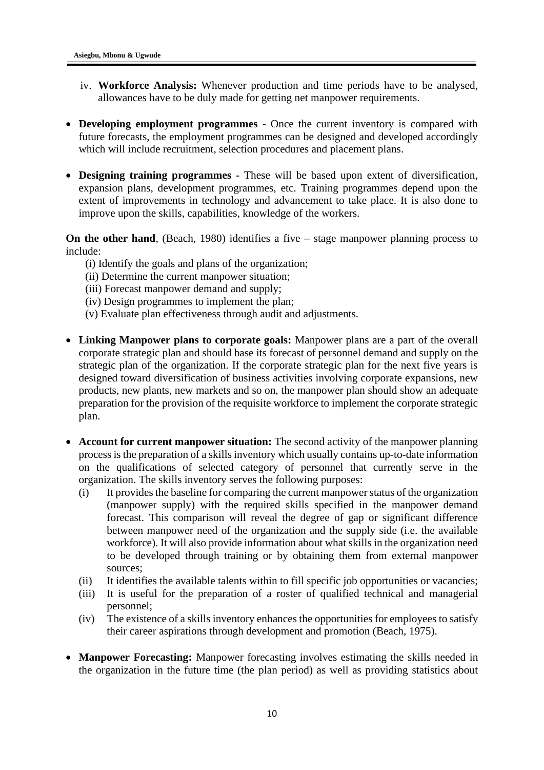iv. **Workforce Analysis:** Whenever production and time periods have to be analysed, allowances have to be duly made for getting net manpower requirements.

- **Developing employment programmes -** Once the current inventory is compared with future forecasts, the employment programmes can be designed and developed accordingly which will include recruitment, selection procedures and placement plans.

- **Designing training programmes -** These will be based upon extent of diversification, expansion plans, development programmes, etc. Training programmes depend upon the extent of improvements in technology and advancement to take place. It is also done to improve upon the skills, capabilities, knowledge of the workers.

**On the other hand**, (Beach, 1980) identifies a five – stage manpower planning process to include:

(i) Identify the goals and plans of the organization;
(ii) Determine the current manpower situation;
(iii) Forecast manpower demand and supply;
(iv) Design programmes to implement the plan;
(v) Evaluate plan effectiveness through audit and adjustments.

- **Linking Manpower plans to corporate goals:** Manpower plans are a part of the overall corporate strategic plan and should base its forecast of personnel demand and supply on the strategic plan of the organization. If the corporate strategic plan for the next five years is designed toward diversification of business activities involving corporate expansions, new products, new plants, new markets and so on, the manpower plan should show an adequate preparation for the provision of the requisite workforce to implement the corporate strategic plan.

- **Account for current manpower situation:** The second activity of the manpower planning process is the preparation of a skills inventory which usually contains up-to-date information on the qualifications of selected category of personnel that currently serve in the organization. The skills inventory serves the following purposes:
  (i) It provides the baseline for comparing the current manpower status of the organization (manpower supply) with the required skills specified in the manpower demand forecast. This comparison will reveal the degree of gap or significant difference between manpower need of the organization and the supply side (i.e. the available workforce). It will also provide information about what skills in the organization need to be developed through training or by obtaining them from external manpower sources;
  (ii) It identifies the available talents within to fill specific job opportunities or vacancies;
  (iii) It is useful for the preparation of a roster of qualified technical and managerial personnel;
  (iv) The existence of a skills inventory enhances the opportunities for employees to satisfy their career aspirations through development and promotion (Beach, 1975).

- **Manpower Forecasting:** Manpower forecasting involves estimating the skills needed in the organization in the future time (the plan period) as well as providing statistics about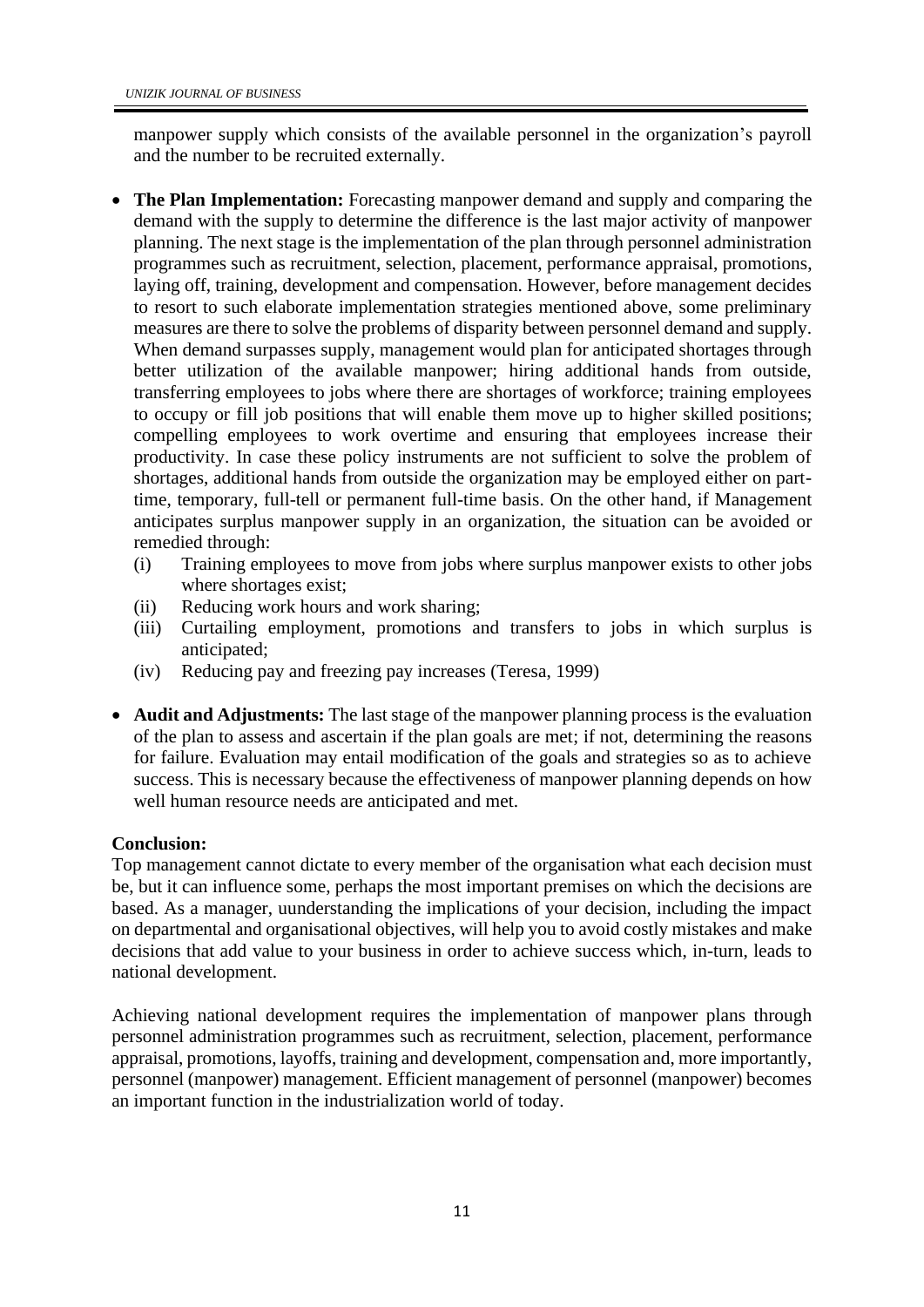manpower supply which consists of the available personnel in the organization's payroll and the number to be recruited externally.

- **The Plan Implementation:** Forecasting manpower demand and supply and comparing the demand with the supply to determine the difference is the last major activity of manpower planning. The next stage is the implementation of the plan through personnel administration programmes such as recruitment, selection, placement, performance appraisal, promotions, laying off, training, development and compensation. However, before management decides to resort to such elaborate implementation strategies mentioned above, some preliminary measures are there to solve the problems of disparity between personnel demand and supply. When demand surpasses supply, management would plan for anticipated shortages through better utilization of the available manpower; hiring additional hands from outside, transferring employees to jobs where there are shortages of workforce; training employees to occupy or fill job positions that will enable them move up to higher skilled positions; compelling employees to work overtime and ensuring that employees increase their productivity. In case these policy instruments are not sufficient to solve the problem of shortages, additional hands from outside the organization may be employed either on part-time, temporary, full-tell or permanent full-time basis. On the other hand, if Management anticipates surplus manpower supply in an organization, the situation can be avoided or remedied through:
  - (i) Training employees to move from jobs where surplus manpower exists to other jobs where shortages exist;
  - (ii) Reducing work hours and work sharing;
  - (iii) Curtailing employment, promotions and transfers to jobs in which surplus is anticipated;
  - (iv) Reducing pay and freezing pay increases (Teresa, 1999)

- **Audit and Adjustments:** The last stage of the manpower planning process is the evaluation of the plan to assess and ascertain if the plan goals are met; if not, determining the reasons for failure. Evaluation may entail modification of the goals and strategies so as to achieve success. This is necessary because the effectiveness of manpower planning depends on how well human resource needs are anticipated and met.

**Conclusion:**

Top management cannot dictate to every member of the organisation what each decision must be, but it can influence some, perhaps the most important premises on which the decisions are based. As a manager, uunderstanding the implications of your decision, including the impact on departmental and organisational objectives, will help you to avoid costly mistakes and make decisions that add value to your business in order to achieve success which, in-turn, leads to national development.

Achieving national development requires the implementation of manpower plans through personnel administration programmes such as recruitment, selection, placement, performance appraisal, promotions, layoffs, training and development, compensation and, more importantly, personnel (manpower) management. Efficient management of personnel (manpower) becomes an important function in the industrialization world of today.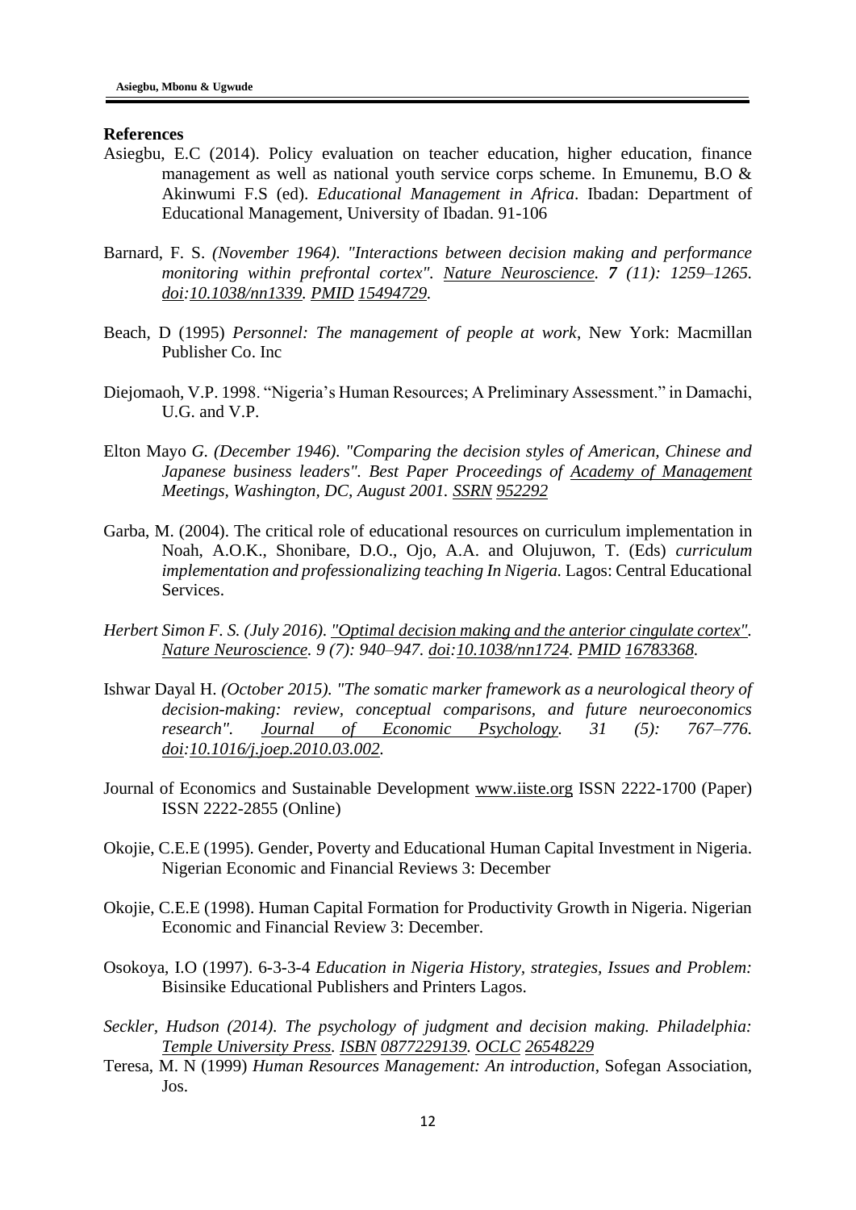## References

Asiegbu, E.C (2014). Policy evaluation on teacher education, higher education, finance management as well as national youth service corps scheme. In Emunemu, B.O & Akinwumi F.S (ed). *Educational Management in Africa*. Ibadan: Department of Educational Management, University of Ibadan. 91-106

Barnard, F. S. *(November 1964). "Interactions between decision making and performance monitoring within prefrontal cortex". Nature Neuroscience. **7** (11): 1259–1265. doi:10.1038/nn1339. PMID 15494729.*

Beach, D (1995) *Personnel: The management of people at work*, New York: Macmillan Publisher Co. Inc

Diejomaoh, V.P. 1998. "Nigeria's Human Resources; A Preliminary Assessment." in Damachi, U.G. and V.P.

Elton Mayo *G. (December 1946). "Comparing the decision styles of American, Chinese and Japanese business leaders". Best Paper Proceedings of Academy of Management Meetings, Washington, DC, August 2001. SSRN 952292*

Garba, M. (2004). The critical role of educational resources on curriculum implementation in Noah, A.O.K., Shonibare, D.O., Ojo, A.A. and Olujuwon, T. (Eds) *curriculum implementation and professionalizing teaching In Nigeria.* Lagos: Central Educational Services.

*Herbert Simon F. S. (July 2016). "Optimal decision making and the anterior cingulate cortex". Nature Neuroscience. 9 (7): 940–947. doi:10.1038/nn1724. PMID 16783368.*

Ishwar Dayal H. *(October 2015). "The somatic marker framework as a neurological theory of decision-making: review, conceptual comparisons, and future neuroeconomics research". Journal of Economic Psychology. 31 (5): 767–776. doi:10.1016/j.joep.2010.03.002.*

Journal of Economics and Sustainable Development www.iiste.org ISSN 2222-1700 (Paper) ISSN 2222-2855 (Online)

Okojie, C.E.E (1995). Gender, Poverty and Educational Human Capital Investment in Nigeria. Nigerian Economic and Financial Reviews 3: December

Okojie, C.E.E (1998). Human Capital Formation for Productivity Growth in Nigeria. Nigerian Economic and Financial Review 3: December.

Osokoya, I.O (1997). 6-3-3-4 *Education in Nigeria History, strategies, Issues and Problem:* Bisinsike Educational Publishers and Printers Lagos.

*Seckler, Hudson (2014). The psychology of judgment and decision making. Philadelphia: Temple University Press. ISBN 0877229139. OCLC 26548229*

Teresa, M. N (1999) *Human Resources Management: An introduction*, Sofegan Association, Jos.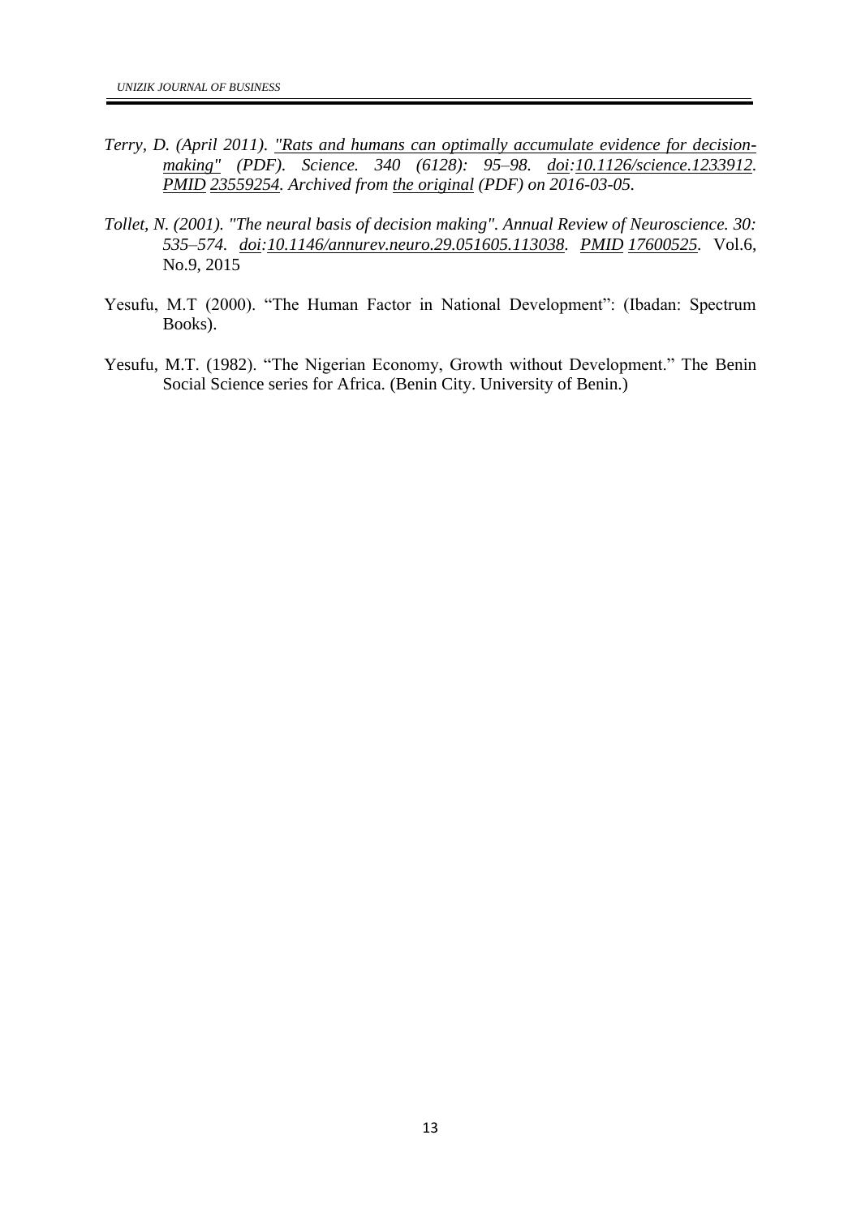*Terry, D. (April 2011). "Rats and humans can optimally accumulate evidence for decision-making" (PDF). Science. 340 (6128): 95–98. doi:10.1126/science.1233912. PMID 23559254. Archived from the original (PDF) on 2016-03-05.*

*Tollet, N. (2001). "The neural basis of decision making". Annual Review of Neuroscience. 30: 535–574. doi:10.1146/annurev.neuro.29.051605.113038. PMID 17600525.* Vol.6, No.9, 2015

Yesufu, M.T (2000). "The Human Factor in National Development": (Ibadan: Spectrum Books).

Yesufu, M.T. (1982). "The Nigerian Economy, Growth without Development." The Benin Social Science series for Africa. (Benin City. University of Benin.)